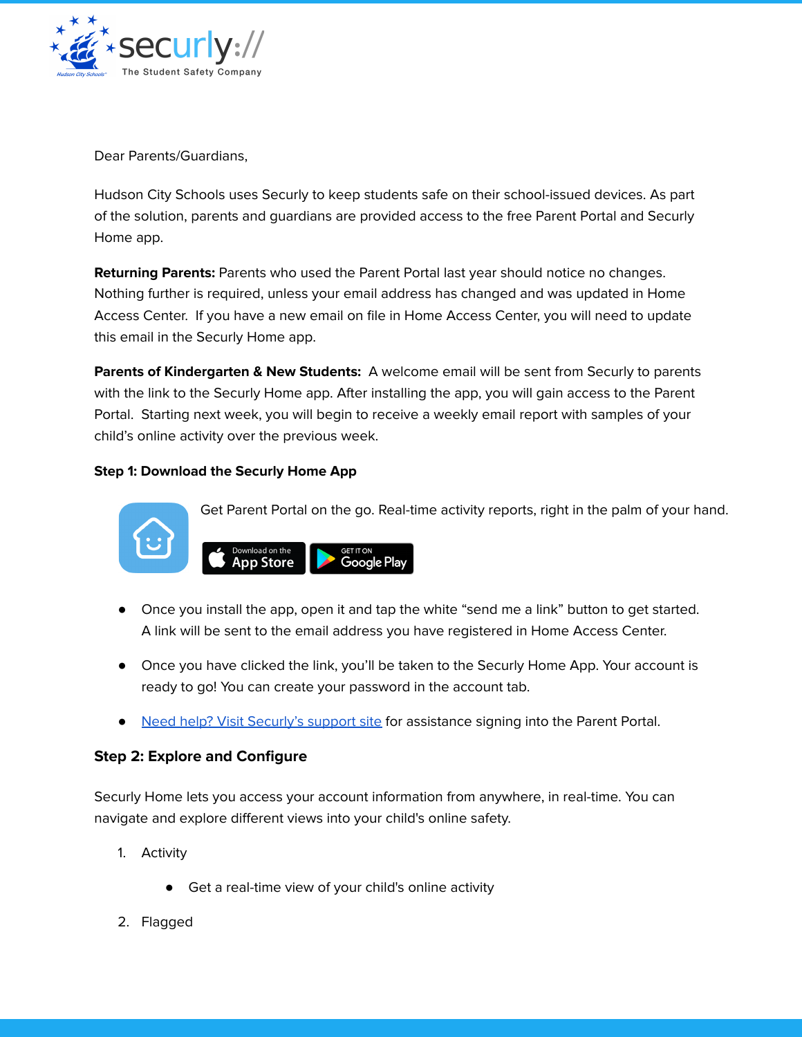securly:// The Student Safety Company

Dear Parents/Guardians,

Hudson City Schools uses Securly to keep students safe on their school-issued devices. As part of the solution, parents and guardians are provided access to the free Parent Portal and Securly Home app.

**Returning Parents:** Parents who used the Parent Portal last year should notice no changes. Nothing further is required, unless your email address has changed and was updated in Home Access Center. If you have a new email on file in Home Access Center, you will need to update this email in the Securly Home app.

**Parents of Kindergarten & New Students:** A welcome email will be sent from Securly to parents with the link to the Securly Home app. After installing the app, you will gain access to the Parent Portal. Starting next week, you will begin to receive a weekly email report with samples of your child's online activity over the previous week.

**Step 1: Download the Securly Home App**

Get Parent Portal on the go. Real-time activity reports, right in the palm of your hand.

Download on the App Store | GET IT ON Google Play

- Once you install the app, open it and tap the white "send me a link" button to get started. A link will be sent to the email address you have registered in Home Access Center.
- Once you have clicked the link, you'll be taken to the Securly Home App. Your account is ready to go! You can create your password in the account tab.
- Need help? Visit Securly's support site for assistance signing into the Parent Portal.

## Step 2: Explore and Configure

Securly Home lets you access your account information from anywhere, in real-time. You can navigate and explore different views into your child's online safety.

1. Activity
   - Get a real-time view of your child's online activity
2. Flagged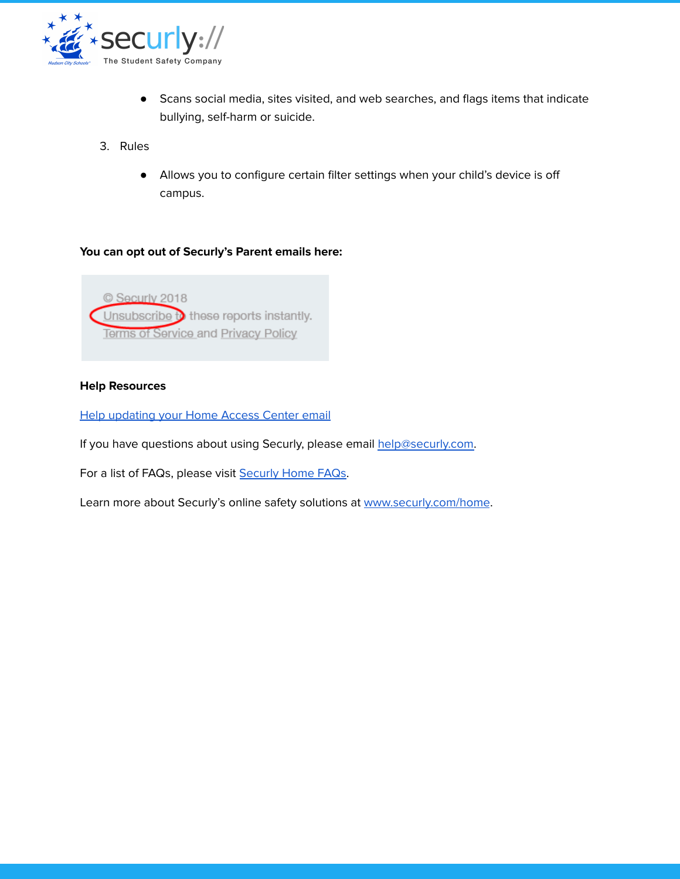- Scans social media, sites visited, and web searches, and flags items that indicate bullying, self-harm or suicide.

3. Rules

- Allows you to configure certain filter settings when your child's device is off campus.

**You can opt out of Securly's Parent emails here:**

**Help Resources**

Help updating your Home Access Center email

If you have questions about using Securly, please email help@securly.com.

For a list of FAQs, please visit Securly Home FAQs.

Learn more about Securly's online safety solutions at www.securly.com/home.